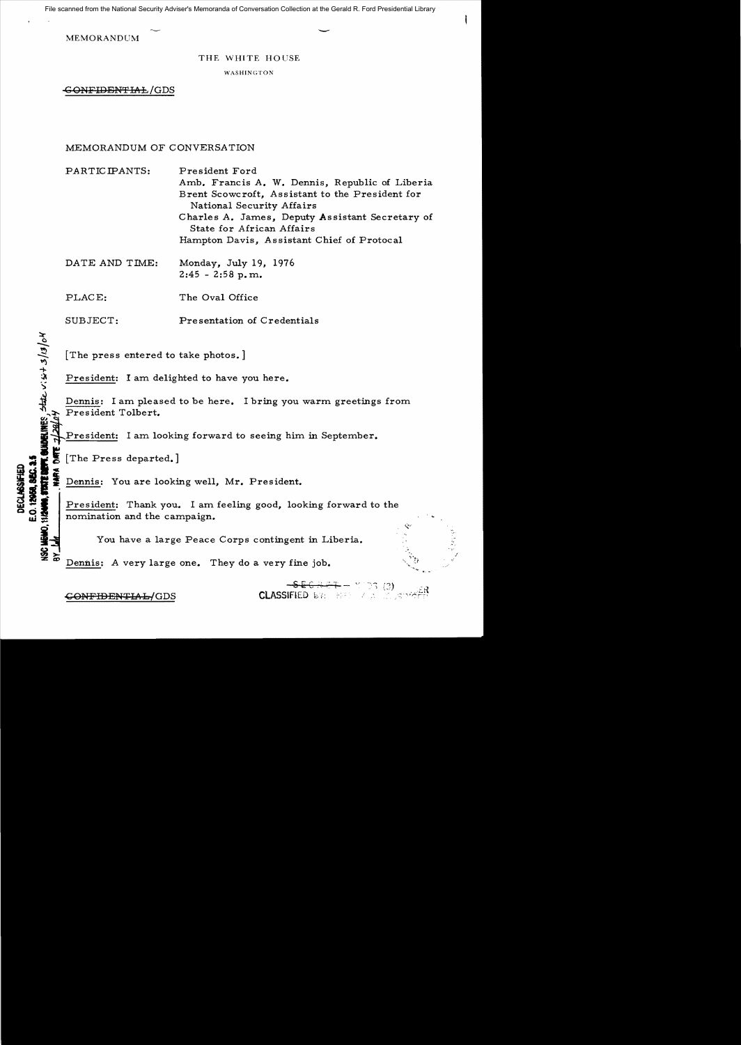MEMORANDUM

THE WHITE HOUSE

WASHINGTON

~~CONFIDENTIAL~~/GDS

MEMORANDUM OF CONVERSATION

PARTICIPANTS: President Ford
Amb. Francis A. W. Dennis, Republic of Liberia
Brent Scowcroft, Assistant to the President for National Security Affairs
Charles A. James, Deputy Assistant Secretary of State for African Affairs
Hampton Davis, Assistant Chief of Protocal

DATE AND TIME: Monday, July 19, 1976
2:45 - 2:58 p.m.

PLACE: The Oval Office

SUBJECT: Presentation of Credentials

DECLASSIFIED
E.O. 12958, SEC. 3.5
NSC MEMO, 11/24/98, STATE DEPT. GUIDELINES, State v.s.t 3/13/04
BY ___ NARA DATE 7/28/04

[The press entered to take photos.]

President: I am delighted to have you here.

Dennis: I am pleased to be here. I bring you warm greetings from President Tolbert.

President: I am looking forward to seeing him in September.

[The Press departed.]

Dennis: You are looking well, Mr. President.

President: Thank you. I am feeling good, looking forward to the nomination and the campaign.

You have a large Peace Corps contingent in Liberia.

Dennis: A very large one. They do a very fine job.

~~CONFIDENTIAL~~/GDS

CLASSIFIED BY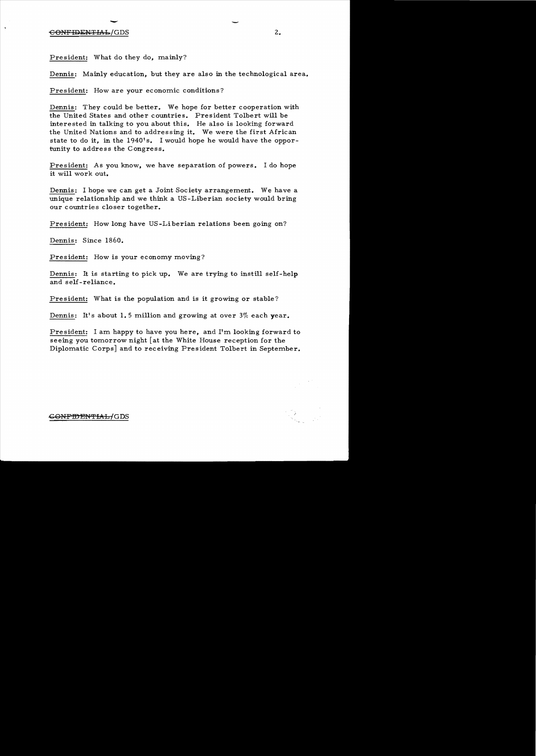President: What do they do, mainly?

Dennis: Mainly education, but they are also in the technological area.

President: How are your economic conditions?

Dennis: They could be better. We hope for better cooperation with the United States and other countries. President Tolbert will be interested in talking to you about this. He also is looking forward the United Nations and to addressing it. We were the first African state to do it, in the 1940's. I would hope he would have the opportunity to address the Congress.

President: As you know, we have separation of powers. I do hope it will work out.

Dennis: I hope we can get a Joint Society arrangement. We have a unique relationship and we think a US-Liberian society would bring our countries closer together.

President: How long have US-Liberian relations been going on?

Dennis: Since 1860.

President: How is your economy moving?

Dennis: It is starting to pick up. We are trying to instill self-help and self-reliance.

President: What is the population and is it growing or stable?

Dennis: It's about 1.5 million and growing at over 3% each year.

President: I am happy to have you here, and I'm looking forward to seeing you tomorrow night [at the White House reception for the Diplomatic Corps] and to receiving President Tolbert in September.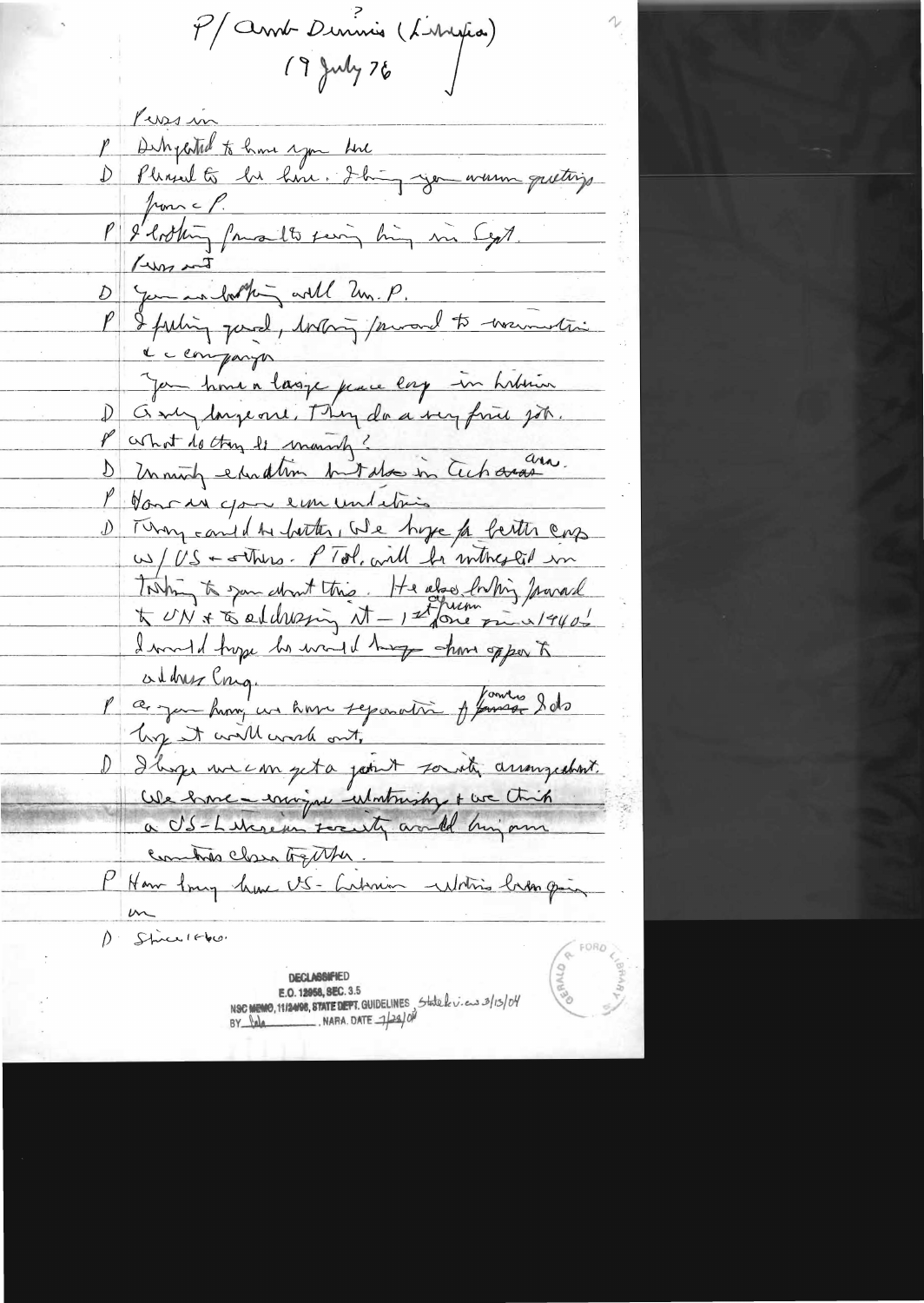P/ Amb Dennis (Liberia)
19 July 76

Press in

P Delighted to have you here

D Pleased to be here. I bring you warm greetings from the P.

P I looking forward to seeing him in Sept.

Press out

D You are looking well Mr. P.

P I feeling good, looking forward to winning the campaign

You have a large peace corp in Liberia

D A very large one. They do a very fine job.

P What do they do mainly?

D Mainly education but also in tech area.

P How are your econ conditions

D They could be better. We hope for better coop w/ US + others. P Tol. will be interested in talking to you about this. He also looking forward to UN + to addressing it — 1st African since 1940's. I would hope he would have chance to address Cong.

P As you know we have separation of powers. I do hope it will work out.

D I hope we can get a joint security arrangement. We have a unique relationship + we think a US-Liberian security would bring our countries closer together.

P How long have US-Liberian relations been going on

D Since 1860.

DECLASSIFIED
E.O. 12958, SEC. 3.5
NSC MEMO, 11/24/98, STATE DEPT. GUIDELINES, State Review 3/13/04
BY ___ NARA. DATE 7/28/04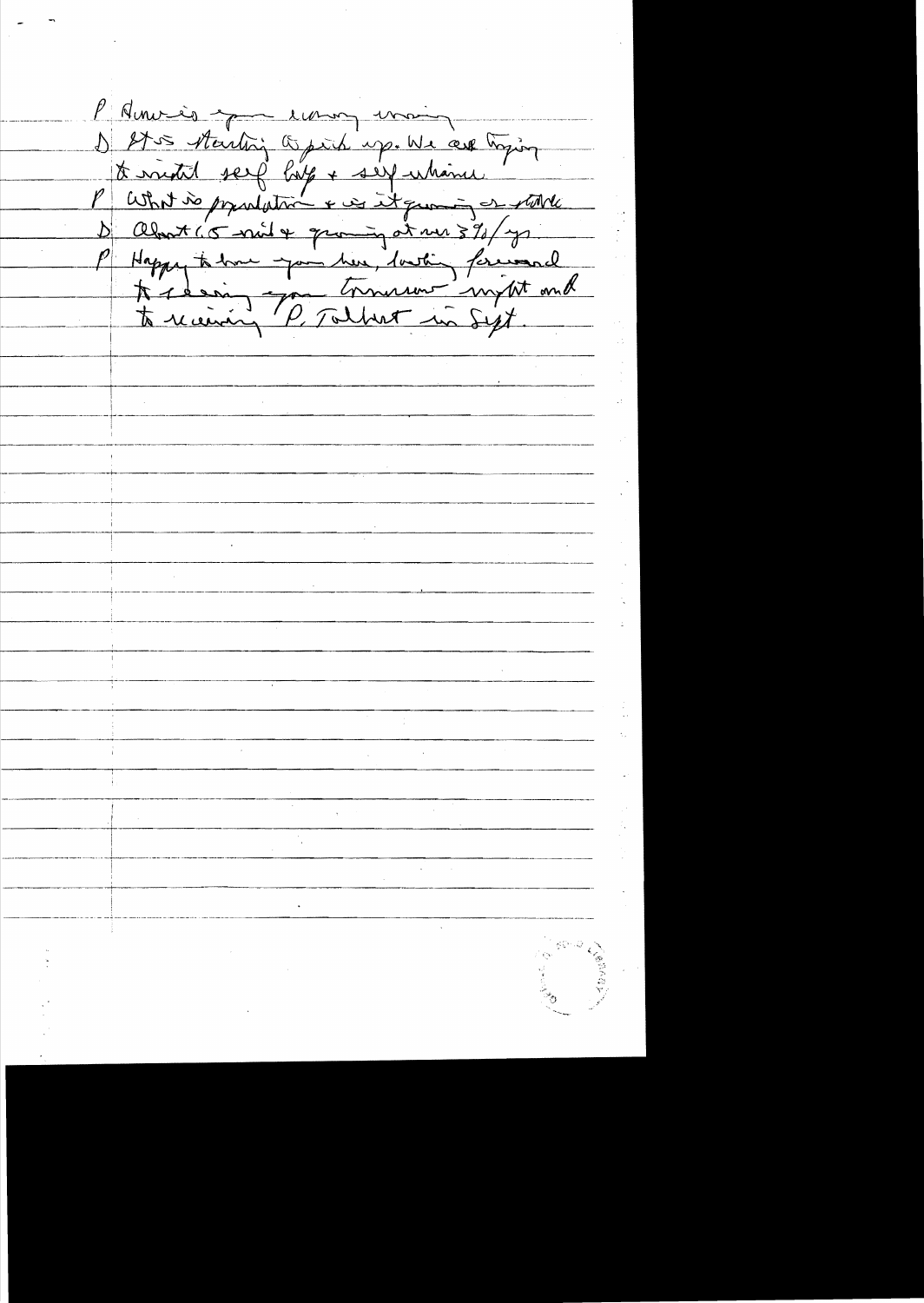P How is your economy moving

D It's starting to pick up. We are trying to install self help + self reliance

P What is population + is it growing or stable

D About 15 mil + growing at over 3%/yr.

P Happy to have you here, looking forward to seeing you tomorrow night and to receiving P. Talbot in Sept.